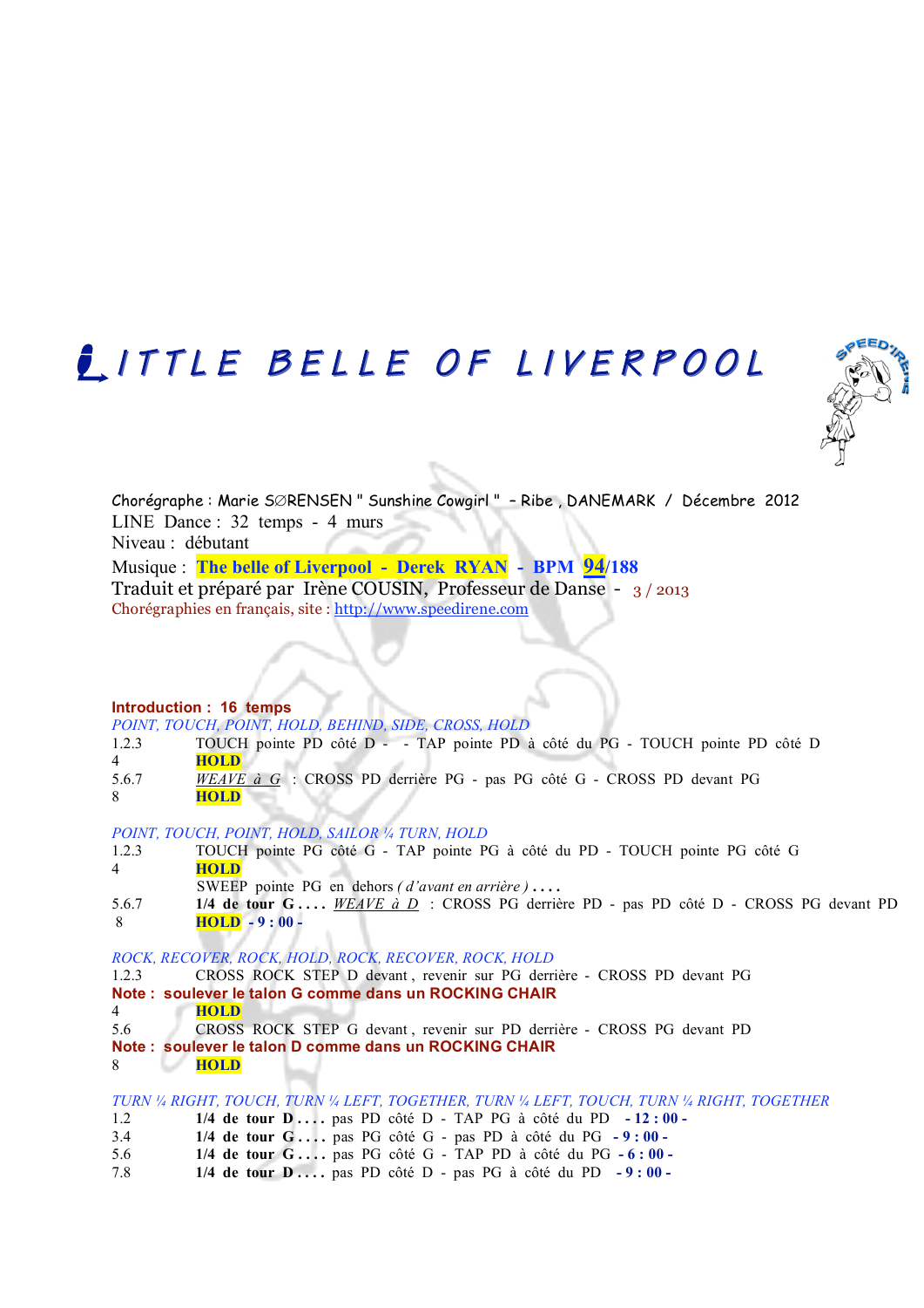# LITTLE BELLE OF LIVERPOOL

Chorégraphe : Marie SØRENSEN " Sunshine Cowgirl " - Ribe , DANEMARK / Décembre 2012
LINE Dance : 32 temps - 4 murs
Niveau : débutant
Musique : **The belle of Liverpool - Derek RYAN - BPM 94/188**
Traduit et préparé par Irène COUSIN, Professeur de Danse - 3 / 2013
Chorégraphies en français, site : http://www.speedirene.com

**Introduction : 16 temps**

*POINT, TOUCH, POINT, HOLD, BEHIND, SIDE, CROSS, HOLD*

| | |
|---|---|
| 1.2.3 | TOUCH pointe PD côté D - - TAP pointe PD à côté du PG - TOUCH pointe PD côté D |
| 4 | **HOLD** |
| 5.6.7 | *WEAVE à G* : CROSS PD derrière PG - pas PG côté G - CROSS PD devant PG |
| 8 | **HOLD** |

*POINT, TOUCH, POINT, HOLD, SAILOR ¼ TURN, HOLD*

| | |
|---|---|
| 1.2.3 | TOUCH pointe PG côté G - TAP pointe PG à côté du PD - TOUCH pointe PG côté G |
| 4 | **HOLD** |
| | SWEEP pointe PG en dehors *( d'avant en arrière )* . . . . |
| 5.6.7 | **1/4 de tour G . . . .** *WEAVE à D* : CROSS PG derrière PD - pas PD côté D - CROSS PG devant PD |
| 8 | **HOLD - 9 : 00 -** |

*ROCK, RECOVER, ROCK, HOLD, ROCK, RECOVER, ROCK, HOLD*

| | |
|---|---|
| 1.2.3 | CROSS ROCK STEP D devant , revenir sur PG derrière - CROSS PD devant PG |

**Note : soulever le talon G comme dans un ROCKING CHAIR**

| | |
|---|---|
| 4 | **HOLD** |
| 5.6 | CROSS ROCK STEP G devant , revenir sur PD derrière - CROSS PG devant PD |

**Note : soulever le talon D comme dans un ROCKING CHAIR**

| | |
|---|---|
| 8 | **HOLD** |

*TURN ¼ RIGHT, TOUCH, TURN ¼ LEFT, TOGETHER, TURN ¼ LEFT, TOUCH, TURN ¼ RIGHT, TOGETHER*

| | |
|---|---|
| 1.2 | **1/4 de tour D . . . .** pas PD côté D - TAP PG à côté du PD **- 12 : 00 -** |
| 3.4 | **1/4 de tour G . . . .** pas PG côté G - pas PD à côté du PG **- 9 : 00 -** |
| 5.6 | **1/4 de tour G . . . .** pas PG côté G - TAP PD à côté du PG **- 6 : 00 -** |
| 7.8 | **1/4 de tour D . . . .** pas PD côté D - pas PG à côté du PD **- 9 : 00 -** |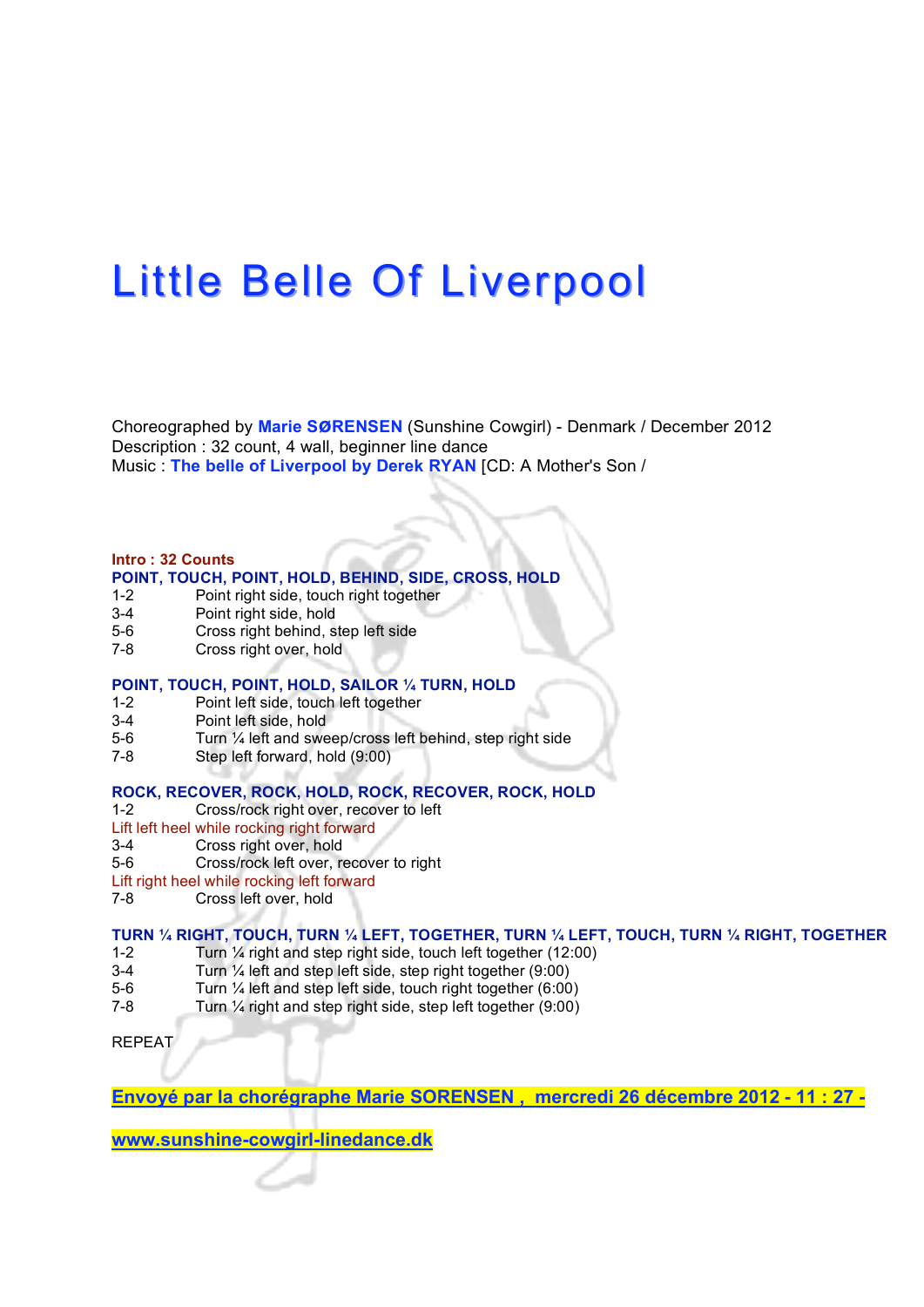# Little Belle Of Liverpool

Choreographed by **Marie SØRENSEN** (Sunshine Cowgirl) - Denmark / December 2012
Description : 32 count, 4 wall, beginner line dance
Music : **The belle of Liverpool by Derek RYAN** [CD: A Mother's Son /

**Intro : 32 Counts**

**POINT, TOUCH, POINT, HOLD, BEHIND, SIDE, CROSS, HOLD**

1-2 Point right side, touch right together
3-4 Point right side, hold
5-6 Cross right behind, step left side
7-8 Cross right over, hold

**POINT, TOUCH, POINT, HOLD, SAILOR ¼ TURN, HOLD**

1-2 Point left side, touch left together
3-4 Point left side, hold
5-6 Turn ¼ left and sweep/cross left behind, step right side
7-8 Step left forward, hold (9:00)

**ROCK, RECOVER, ROCK, HOLD, ROCK, RECOVER, ROCK, HOLD**

1-2 Cross/rock right over, recover to left
Lift left heel while rocking right forward
3-4 Cross right over, hold
5-6 Cross/rock left over, recover to right
Lift right heel while rocking left forward
7-8 Cross left over, hold

**TURN ¼ RIGHT, TOUCH, TURN ¼ LEFT, TOGETHER, TURN ¼ LEFT, TOUCH, TURN ¼ RIGHT, TOGETHER**

1-2 Turn ¼ right and step right side, touch left together (12:00)
3-4 Turn ¼ left and step left side, step right together (9:00)
5-6 Turn ¼ left and step left side, touch right together (6:00)
7-8 Turn ¼ right and step right side, step left together (9:00)

REPEAT

**Envoyé par la chorégraphe Marie SORENSEN , mercredi 26 décembre 2012 - 11 : 27 -**

**www.sunshine-cowgirl-linedance.dk**